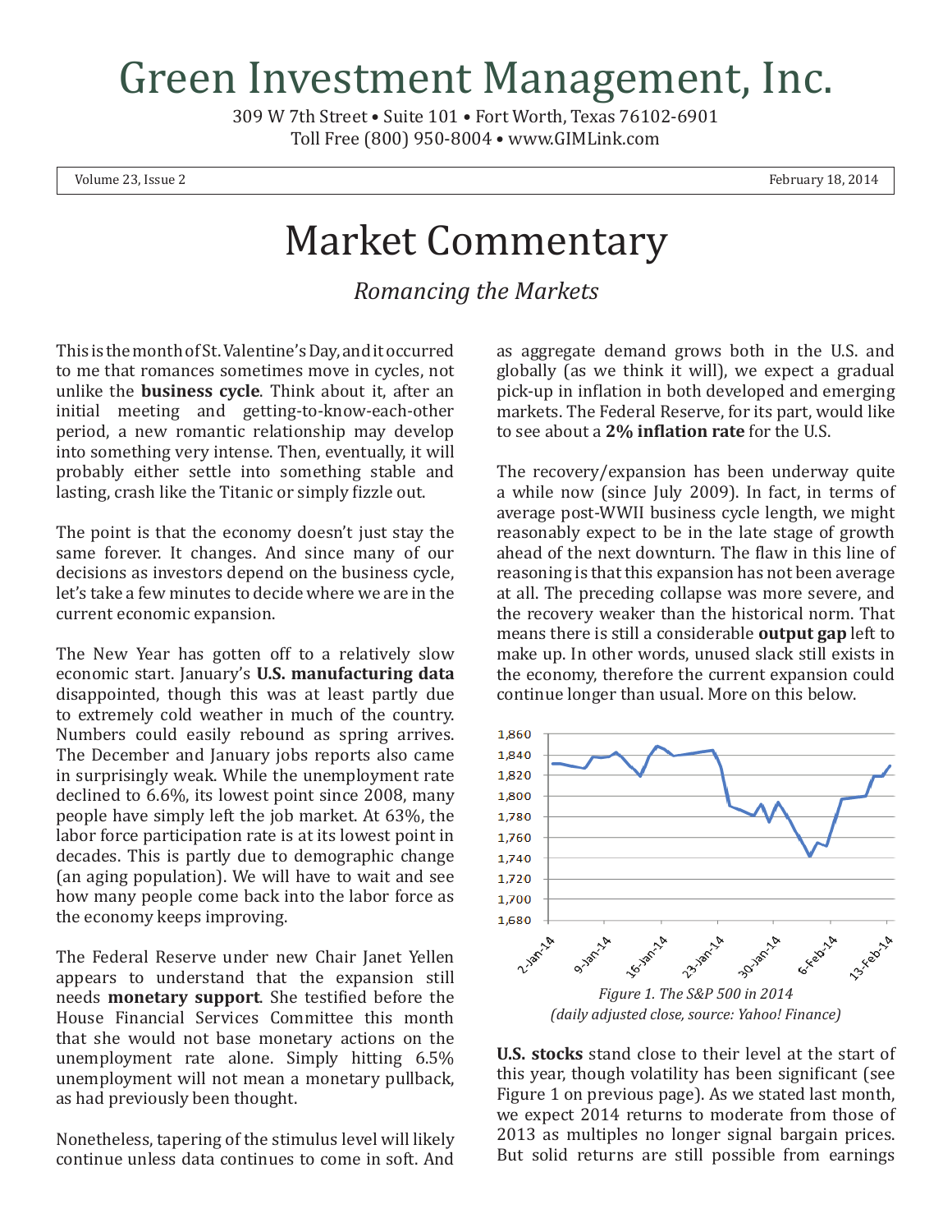# Green Investment Management, Inc.

309 W 7th Street • Suite 101 • Fort Worth, Texas 76102-6901
Toll Free (800) 950-8004 • www.GIMLink.com

Volume 23, Issue 2 February 18, 2014

# Market Commentary

*Romancing the Markets*

This is the month of St. Valentine's Day, and it occurred to me that romances sometimes move in cycles, not unlike the **business cycle**. Think about it, after an initial meeting and getting-to-know-each-other period, a new romantic relationship may develop into something very intense. Then, eventually, it will probably either settle into something stable and lasting, crash like the Titanic or simply fizzle out.

The point is that the economy doesn't just stay the same forever. It changes. And since many of our decisions as investors depend on the business cycle, let's take a few minutes to decide where we are in the current economic expansion.

The New Year has gotten off to a relatively slow economic start. January's **U.S. manufacturing data** disappointed, though this was at least partly due to extremely cold weather in much of the country. Numbers could easily rebound as spring arrives. The December and January jobs reports also came in surprisingly weak. While the unemployment rate declined to 6.6%, its lowest point since 2008, many people have simply left the job market. At 63%, the labor force participation rate is at its lowest point in decades. This is partly due to demographic change (an aging population). We will have to wait and see how many people come back into the labor force as the economy keeps improving.

The Federal Reserve under new Chair Janet Yellen appears to understand that the expansion still needs **monetary support**. She testified before the House Financial Services Committee this month that she would not base monetary actions on the unemployment rate alone. Simply hitting 6.5% unemployment will not mean a monetary pullback, as had previously been thought.

Nonetheless, tapering of the stimulus level will likely continue unless data continues to come in soft. And as aggregate demand grows both in the U.S. and globally (as we think it will), we expect a gradual pick-up in inflation in both developed and emerging markets. The Federal Reserve, for its part, would like to see about a **2% inflation rate** for the U.S.

The recovery/expansion has been underway quite a while now (since July 2009). In fact, in terms of average post-WWII business cycle length, we might reasonably expect to be in the late stage of growth ahead of the next downturn. The flaw in this line of reasoning is that this expansion has not been average at all. The preceding collapse was more severe, and the recovery weaker than the historical norm. That means there is still a considerable **output gap** left to make up. In other words, unused slack still exists in the economy, therefore the current expansion could continue longer than usual. More on this below.

*Figure 1. The S&P 500 in 2014 (daily adjusted close, source: Yahoo! Finance)*

**U.S. stocks** stand close to their level at the start of this year, though volatility has been significant (see Figure 1 on previous page). As we stated last month, we expect 2014 returns to moderate from those of 2013 as multiples no longer signal bargain prices. But solid returns are still possible from earnings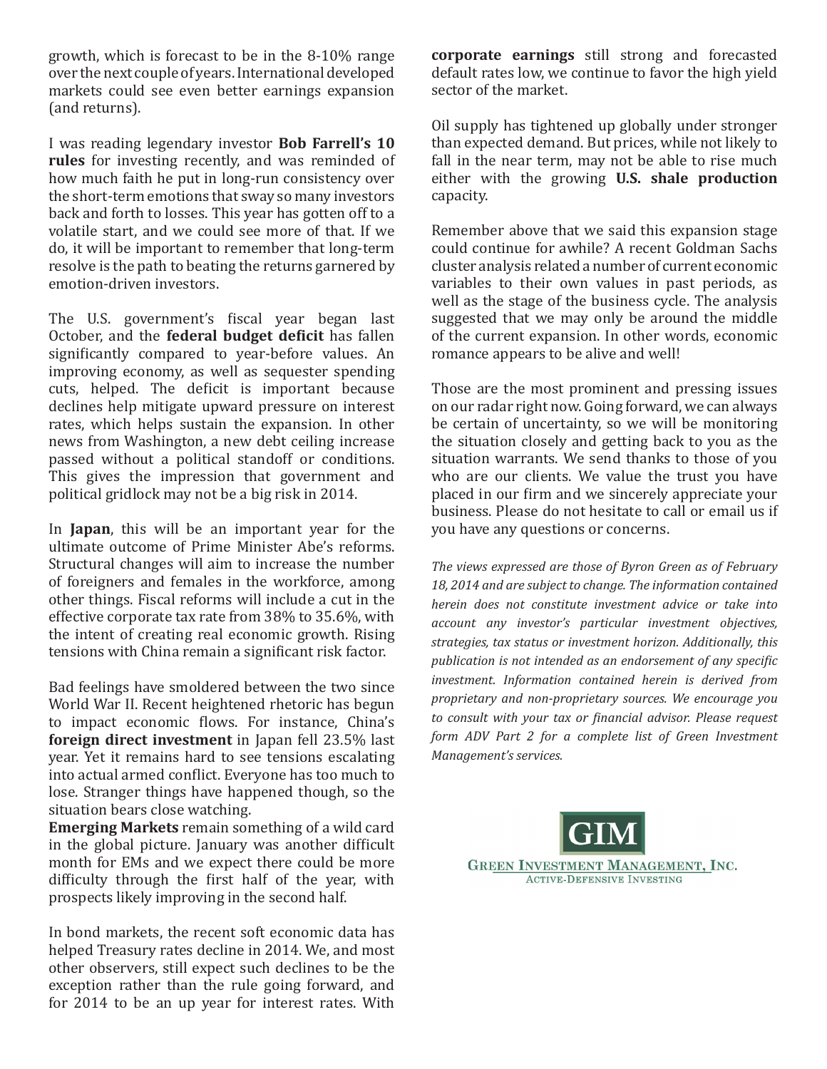growth, which is forecast to be in the 8-10% range over the next couple of years. International developed markets could see even better earnings expansion (and returns).

I was reading legendary investor **Bob Farrell's 10 rules** for investing recently, and was reminded of how much faith he put in long-run consistency over the short-term emotions that sway so many investors back and forth to losses. This year has gotten off to a volatile start, and we could see more of that. If we do, it will be important to remember that long-term resolve is the path to beating the returns garnered by emotion-driven investors.

The U.S. government's fiscal year began last October, and the **federal budget deficit** has fallen significantly compared to year-before values. An improving economy, as well as sequester spending cuts, helped. The deficit is important because declines help mitigate upward pressure on interest rates, which helps sustain the expansion. In other news from Washington, a new debt ceiling increase passed without a political standoff or conditions. This gives the impression that government and political gridlock may not be a big risk in 2014.

In **Japan**, this will be an important year for the ultimate outcome of Prime Minister Abe's reforms. Structural changes will aim to increase the number of foreigners and females in the workforce, among other things. Fiscal reforms will include a cut in the effective corporate tax rate from 38% to 35.6%, with the intent of creating real economic growth. Rising tensions with China remain a significant risk factor.

Bad feelings have smoldered between the two since World War II. Recent heightened rhetoric has begun to impact economic flows. For instance, China's **foreign direct investment** in Japan fell 23.5% last year. Yet it remains hard to see tensions escalating into actual armed conflict. Everyone has too much to lose. Stranger things have happened though, so the situation bears close watching.

**Emerging Markets** remain something of a wild card in the global picture. January was another difficult month for EMs and we expect there could be more difficulty through the first half of the year, with prospects likely improving in the second half.

In bond markets, the recent soft economic data has helped Treasury rates decline in 2014. We, and most other observers, still expect such declines to be the exception rather than the rule going forward, and for 2014 to be an up year for interest rates. With **corporate earnings** still strong and forecasted default rates low, we continue to favor the high yield sector of the market.

Oil supply has tightened up globally under stronger than expected demand. But prices, while not likely to fall in the near term, may not be able to rise much either with the growing **U.S. shale production** capacity.

Remember above that we said this expansion stage could continue for awhile? A recent Goldman Sachs cluster analysis related a number of current economic variables to their own values in past periods, as well as the stage of the business cycle. The analysis suggested that we may only be around the middle of the current expansion. In other words, economic romance appears to be alive and well!

Those are the most prominent and pressing issues on our radar right now. Going forward, we can always be certain of uncertainty, so we will be monitoring the situation closely and getting back to you as the situation warrants. We send thanks to those of you who are our clients. We value the trust you have placed in our firm and we sincerely appreciate your business. Please do not hesitate to call or email us if you have any questions or concerns.

*The views expressed are those of Byron Green as of February 18, 2014 and are subject to change. The information contained herein does not constitute investment advice or take into account any investor's particular investment objectives, strategies, tax status or investment horizon. Additionally, this publication is not intended as an endorsement of any specific investment. Information contained herein is derived from proprietary and non-proprietary sources. We encourage you to consult with your tax or financial advisor. Please request form ADV Part 2 for a complete list of Green Investment Management's services.*

GIM

GREEN INVESTMENT MANAGEMENT, INC.

ACTIVE-DEFENSIVE INVESTING